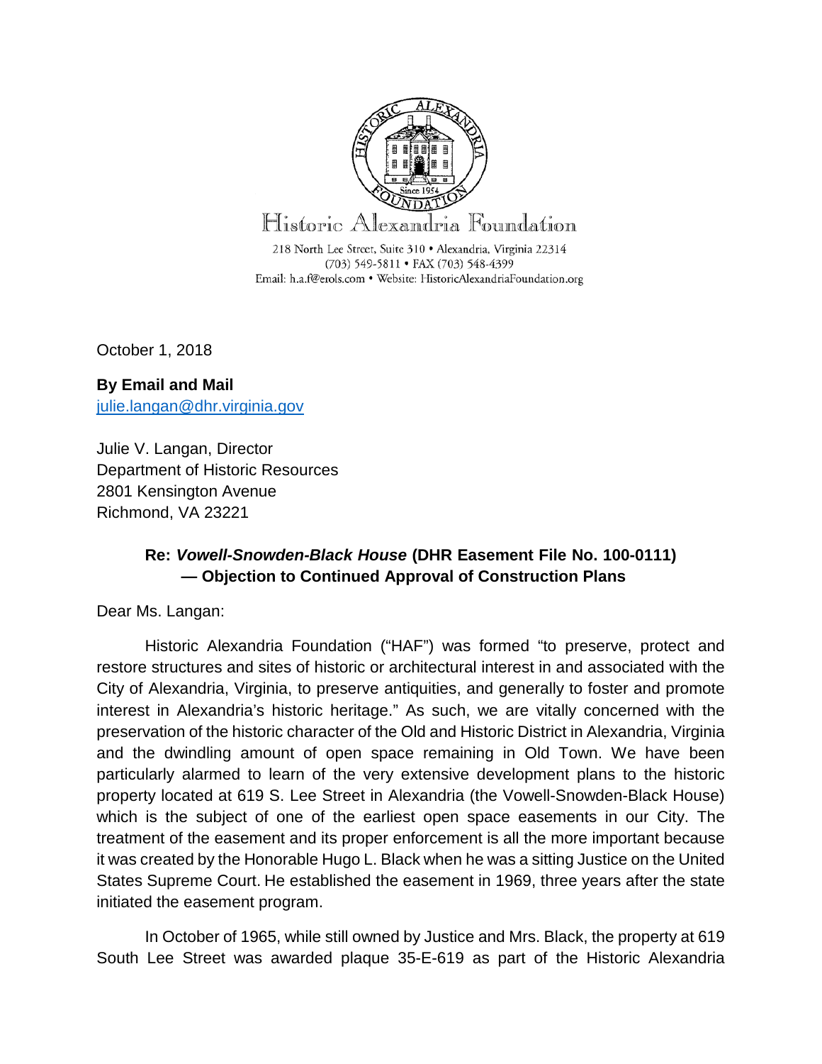Historic Alexandria Foundation

218 North Lee Street, Suite 310 • Alexandria, Virginia 22314
(703) 549-5811 • FAX (703) 548-4399
Email: h.a.f@erols.com • Website: HistoricAlexandriaFoundation.org

October 1, 2018

**By Email and Mail**
julie.langan@dhr.virginia.gov

Julie V. Langan, Director
Department of Historic Resources
2801 Kensington Avenue
Richmond, VA 23221

**Re: *Vowell-Snowden-Black House* (DHR Easement File No. 100-0111) — Objection to Continued Approval of Construction Plans**

Dear Ms. Langan:

Historic Alexandria Foundation ("HAF") was formed "to preserve, protect and restore structures and sites of historic or architectural interest in and associated with the City of Alexandria, Virginia, to preserve antiquities, and generally to foster and promote interest in Alexandria's historic heritage." As such, we are vitally concerned with the preservation of the historic character of the Old and Historic District in Alexandria, Virginia and the dwindling amount of open space remaining in Old Town. We have been particularly alarmed to learn of the very extensive development plans to the historic property located at 619 S. Lee Street in Alexandria (the Vowell-Snowden-Black House) which is the subject of one of the earliest open space easements in our City. The treatment of the easement and its proper enforcement is all the more important because it was created by the Honorable Hugo L. Black when he was a sitting Justice on the United States Supreme Court. He established the easement in 1969, three years after the state initiated the easement program.

In October of 1965, while still owned by Justice and Mrs. Black, the property at 619 South Lee Street was awarded plaque 35-E-619 as part of the Historic Alexandria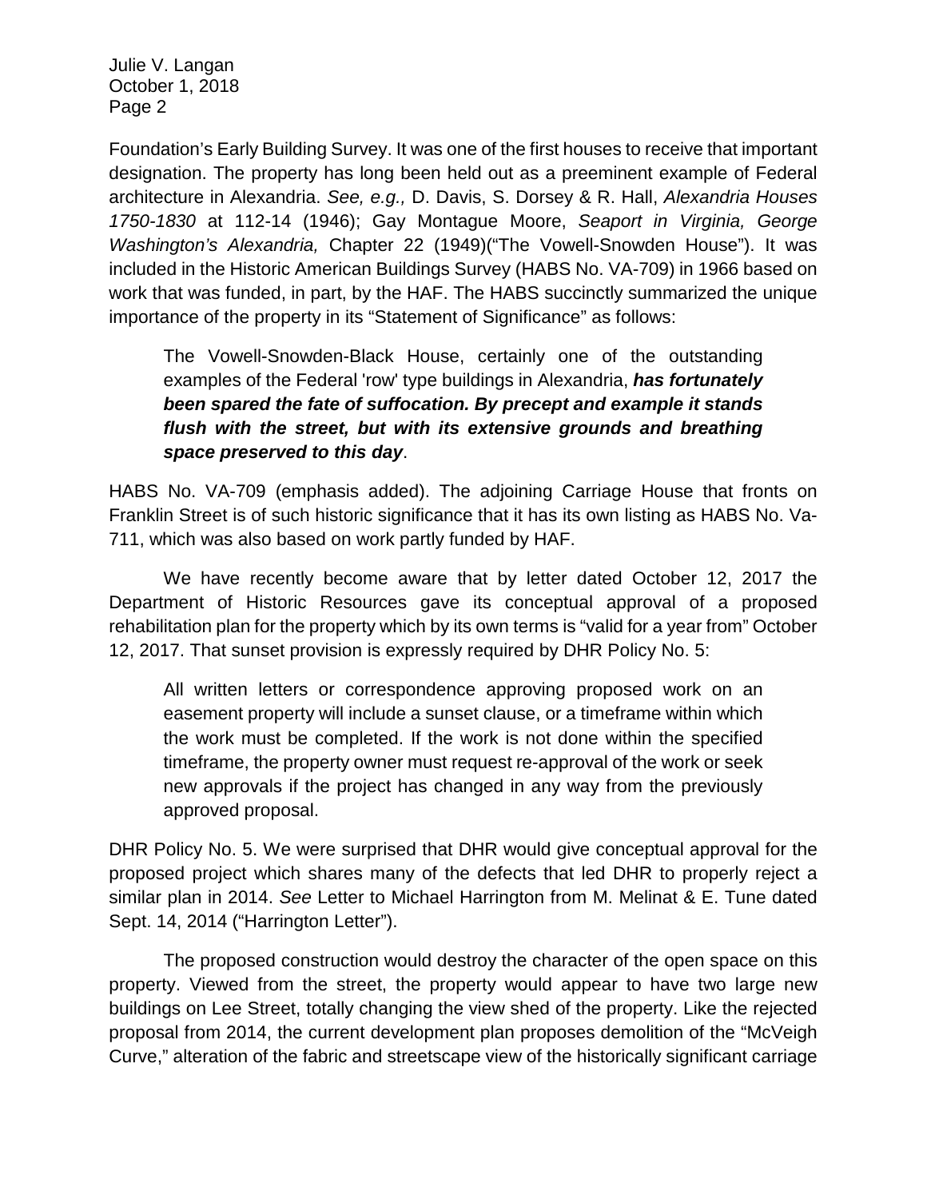Foundation's Early Building Survey. It was one of the first houses to receive that important designation. The property has long been held out as a preeminent example of Federal architecture in Alexandria. *See, e.g.,* D. Davis, S. Dorsey & R. Hall, *Alexandria Houses 1750-1830* at 112-14 (1946); Gay Montague Moore, *Seaport in Virginia, George Washington's Alexandria,* Chapter 22 (1949)("The Vowell-Snowden House"). It was included in the Historic American Buildings Survey (HABS No. VA-709) in 1966 based on work that was funded, in part, by the HAF. The HABS succinctly summarized the unique importance of the property in its "Statement of Significance" as follows:

> The Vowell-Snowden-Black House, certainly one of the outstanding examples of the Federal 'row' type buildings in Alexandria, ***has fortunately been spared the fate of suffocation. By precept and example it stands flush with the street, but with its extensive grounds and breathing space preserved to this day***.

HABS No. VA-709 (emphasis added). The adjoining Carriage House that fronts on Franklin Street is of such historic significance that it has its own listing as HABS No. Va-711, which was also based on work partly funded by HAF.

We have recently become aware that by letter dated October 12, 2017 the Department of Historic Resources gave its conceptual approval of a proposed rehabilitation plan for the property which by its own terms is "valid for a year from" October 12, 2017. That sunset provision is expressly required by DHR Policy No. 5:

> All written letters or correspondence approving proposed work on an easement property will include a sunset clause, or a timeframe within which the work must be completed. If the work is not done within the specified timeframe, the property owner must request re-approval of the work or seek new approvals if the project has changed in any way from the previously approved proposal.

DHR Policy No. 5. We were surprised that DHR would give conceptual approval for the proposed project which shares many of the defects that led DHR to properly reject a similar plan in 2014. *See* Letter to Michael Harrington from M. Melinat & E. Tune dated Sept. 14, 2014 ("Harrington Letter").

The proposed construction would destroy the character of the open space on this property. Viewed from the street, the property would appear to have two large new buildings on Lee Street, totally changing the view shed of the property. Like the rejected proposal from 2014, the current development plan proposes demolition of the "McVeigh Curve," alteration of the fabric and streetscape view of the historically significant carriage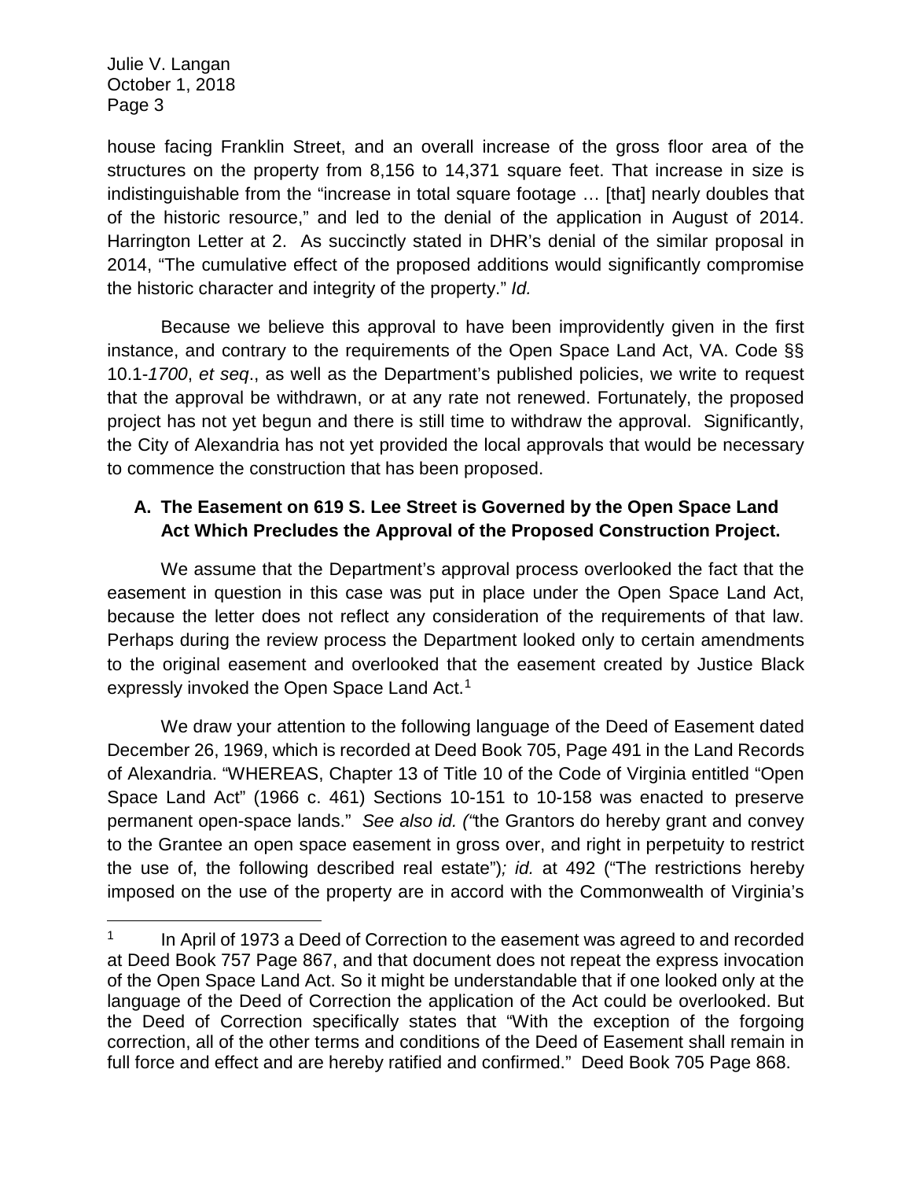house facing Franklin Street, and an overall increase of the gross floor area of the structures on the property from 8,156 to 14,371 square feet. That increase in size is indistinguishable from the "increase in total square footage … [that] nearly doubles that of the historic resource," and led to the denial of the application in August of 2014. Harrington Letter at 2. As succinctly stated in DHR's denial of the similar proposal in 2014, "The cumulative effect of the proposed additions would significantly compromise the historic character and integrity of the property." *Id.*

Because we believe this approval to have been improvidently given in the first instance, and contrary to the requirements of the Open Space Land Act, VA. Code §§ 10.1-*1700*, *et seq*., as well as the Department's published policies, we write to request that the approval be withdrawn, or at any rate not renewed. Fortunately, the proposed project has not yet begun and there is still time to withdraw the approval. Significantly, the City of Alexandria has not yet provided the local approvals that would be necessary to commence the construction that has been proposed.

### A. The Easement on 619 S. Lee Street is Governed by the Open Space Land Act Which Precludes the Approval of the Proposed Construction Project.

We assume that the Department's approval process overlooked the fact that the easement in question in this case was put in place under the Open Space Land Act, because the letter does not reflect any consideration of the requirements of that law. Perhaps during the review process the Department looked only to certain amendments to the original easement and overlooked that the easement created by Justice Black expressly invoked the Open Space Land Act.[1]

We draw your attention to the following language of the Deed of Easement dated December 26, 1969, which is recorded at Deed Book 705, Page 491 in the Land Records of Alexandria. "WHEREAS, Chapter 13 of Title 10 of the Code of Virginia entitled "Open Space Land Act" (1966 c. 461) Sections 10-151 to 10-158 was enacted to preserve permanent open-space lands." *See also id. ("*the Grantors do hereby grant and convey to the Grantee an open space easement in gross over, and right in perpetuity to restrict the use of, the following described real estate")*; id.* at 492 ("The restrictions hereby imposed on the use of the property are in accord with the Commonwealth of Virginia's

---

[1] In April of 1973 a Deed of Correction to the easement was agreed to and recorded at Deed Book 757 Page 867, and that document does not repeat the express invocation of the Open Space Land Act. So it might be understandable that if one looked only at the language of the Deed of Correction the application of the Act could be overlooked. But the Deed of Correction specifically states that "With the exception of the forgoing correction, all of the other terms and conditions of the Deed of Easement shall remain in full force and effect and are hereby ratified and confirmed." Deed Book 705 Page 868.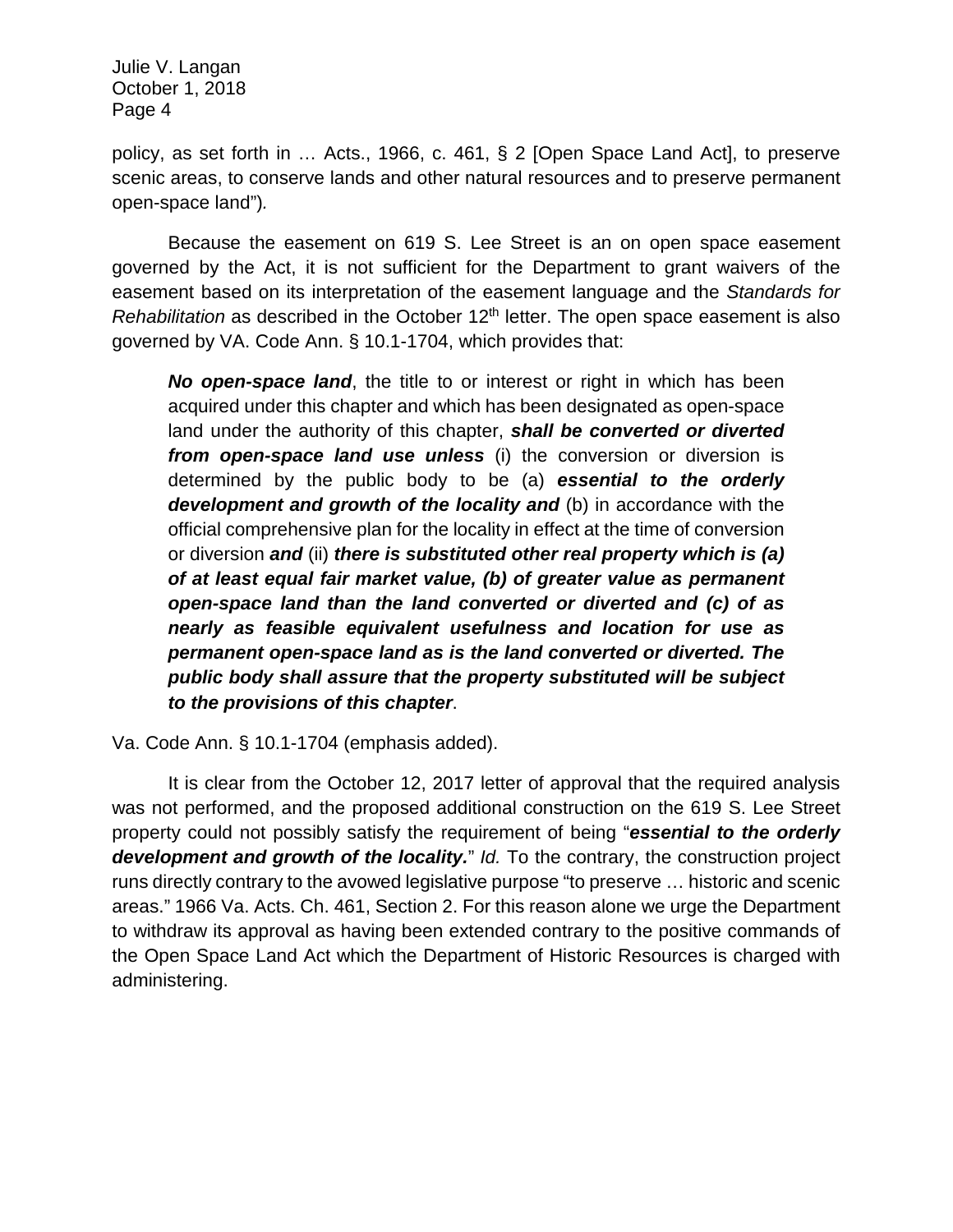policy, as set forth in … Acts., 1966, c. 461, § 2 [Open Space Land Act], to preserve scenic areas, to conserve lands and other natural resources and to preserve permanent open-space land").

Because the easement on 619 S. Lee Street is an on open space easement governed by the Act, it is not sufficient for the Department to grant waivers of the easement based on its interpretation of the easement language and the *Standards for Rehabilitation* as described in the October 12th letter. The open space easement is also governed by VA. Code Ann. § 10.1-1704, which provides that:

> ***No open-space land***, the title to or interest or right in which has been acquired under this chapter and which has been designated as open-space land under the authority of this chapter, ***shall be converted or diverted from open-space land use unless*** (i) the conversion or diversion is determined by the public body to be (a) ***essential to the orderly development and growth of the locality and*** (b) in accordance with the official comprehensive plan for the locality in effect at the time of conversion or diversion ***and*** (ii) ***there is substituted other real property which is (a) of at least equal fair market value, (b) of greater value as permanent open-space land than the land converted or diverted and (c) of as nearly as feasible equivalent usefulness and location for use as permanent open-space land as is the land converted or diverted. The public body shall assure that the property substituted will be subject to the provisions of this chapter***.

Va. Code Ann. § 10.1-1704 (emphasis added).

It is clear from the October 12, 2017 letter of approval that the required analysis was not performed, and the proposed additional construction on the 619 S. Lee Street property could not possibly satisfy the requirement of being "***essential to the orderly development and growth of the locality.***" *Id.* To the contrary, the construction project runs directly contrary to the avowed legislative purpose "to preserve … historic and scenic areas." 1966 Va. Acts. Ch. 461, Section 2. For this reason alone we urge the Department to withdraw its approval as having been extended contrary to the positive commands of the Open Space Land Act which the Department of Historic Resources is charged with administering.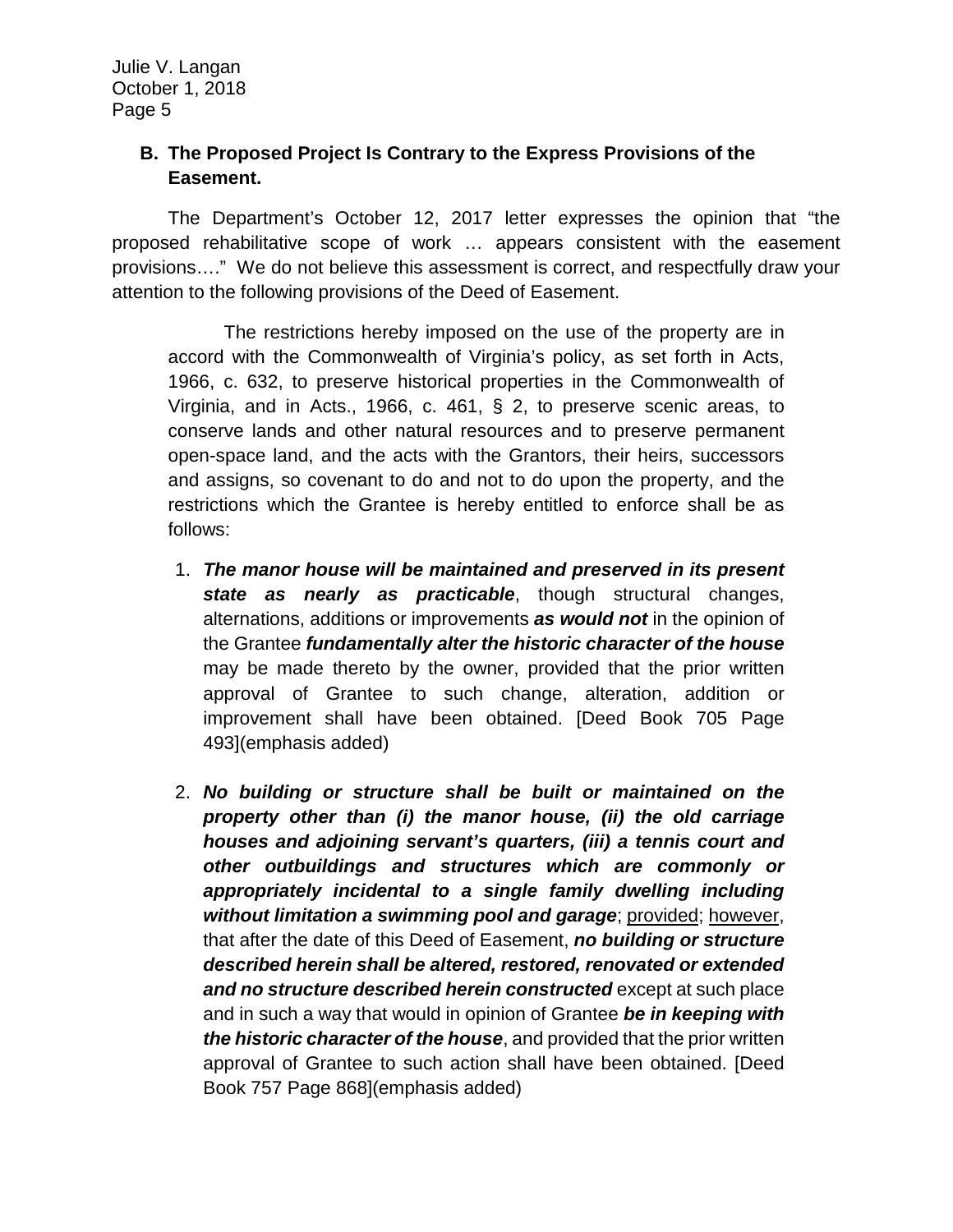## B. The Proposed Project Is Contrary to the Express Provisions of the Easement.

The Department's October 12, 2017 letter expresses the opinion that "the proposed rehabilitative scope of work … appears consistent with the easement provisions…." We do not believe this assessment is correct, and respectfully draw your attention to the following provisions of the Deed of Easement.

> The restrictions hereby imposed on the use of the property are in accord with the Commonwealth of Virginia's policy, as set forth in Acts, 1966, c. 632, to preserve historical properties in the Commonwealth of Virginia, and in Acts., 1966, c. 461, § 2, to preserve scenic areas, to conserve lands and other natural resources and to preserve permanent open-space land, and the acts with the Grantors, their heirs, successors and assigns, so covenant to do and not to do upon the property, and the restrictions which the Grantee is hereby entitled to enforce shall be as follows:
>
> 1. ***The manor house will be maintained and preserved in its present state as nearly as practicable***, though structural changes, alternations, additions or improvements ***as would not*** in the opinion of the Grantee ***fundamentally alter the historic character of the house*** may be made thereto by the owner, provided that the prior written approval of Grantee to such change, alteration, addition or improvement shall have been obtained. [Deed Book 705 Page 493](emphasis added)
>
> 2. ***No building or structure shall be built or maintained on the property other than (i) the manor house, (ii) the old carriage houses and adjoining servant's quarters, (iii) a tennis court and other outbuildings and structures which are commonly or appropriately incidental to a single family dwelling including without limitation a swimming pool and garage***; <u>provided</u>; <u>however</u>, that after the date of this Deed of Easement, ***no building or structure described herein shall be altered, restored, renovated or extended and no structure described herein constructed*** except at such place and in such a way that would in opinion of Grantee ***be in keeping with the historic character of the house***, and provided that the prior written approval of Grantee to such action shall have been obtained. [Deed Book 757 Page 868](emphasis added)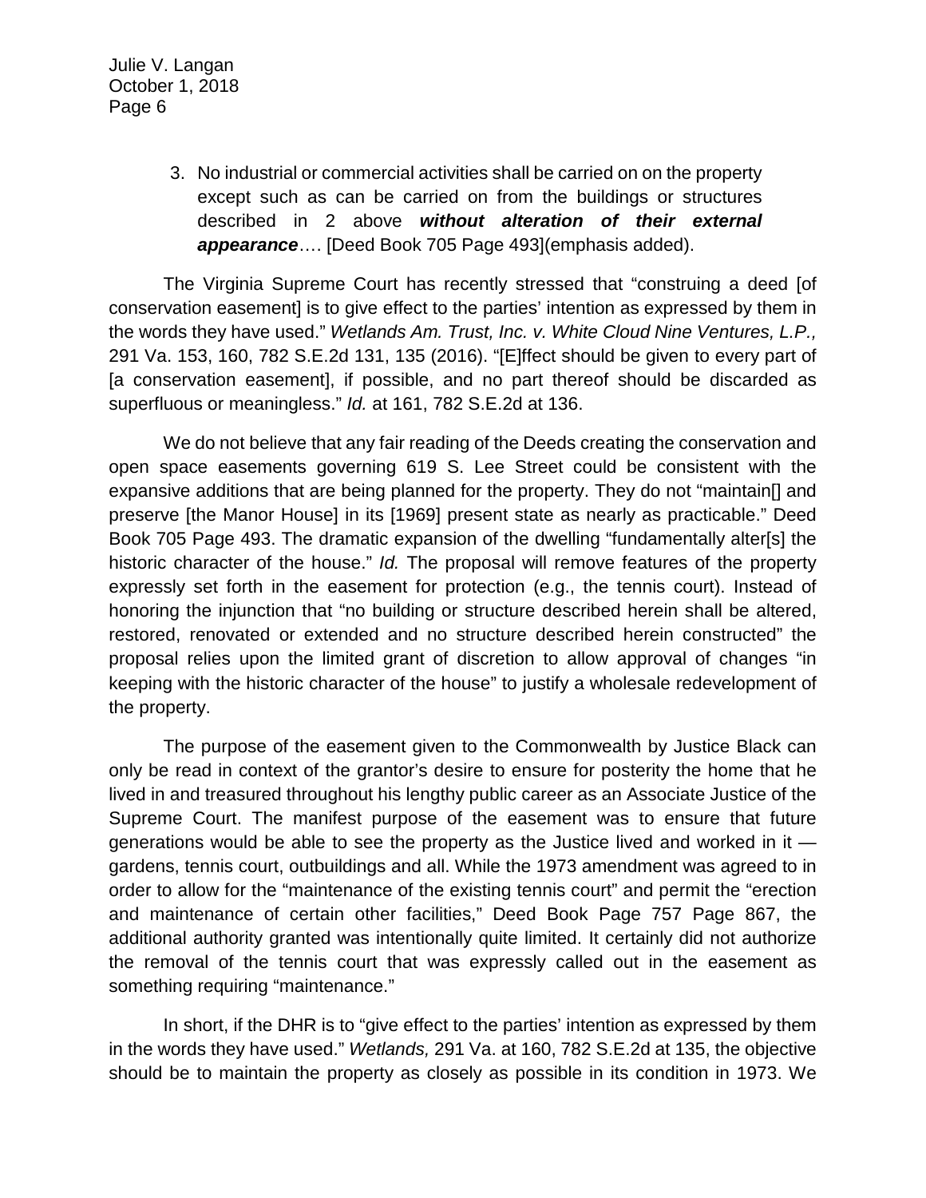3. No industrial or commercial activities shall be carried on on the property except such as can be carried on from the buildings or structures described in 2 above ***without alteration of their external appearance***…. [Deed Book 705 Page 493](emphasis added).

The Virginia Supreme Court has recently stressed that "construing a deed [of conservation easement] is to give effect to the parties' intention as expressed by them in the words they have used." *Wetlands Am. Trust, Inc. v. White Cloud Nine Ventures, L.P.,* 291 Va. 153, 160, 782 S.E.2d 131, 135 (2016). "[E]ffect should be given to every part of [a conservation easement], if possible, and no part thereof should be discarded as superfluous or meaningless." *Id.* at 161, 782 S.E.2d at 136.

We do not believe that any fair reading of the Deeds creating the conservation and open space easements governing 619 S. Lee Street could be consistent with the expansive additions that are being planned for the property. They do not "maintain[] and preserve [the Manor House] in its [1969] present state as nearly as practicable." Deed Book 705 Page 493. The dramatic expansion of the dwelling "fundamentally alter[s] the historic character of the house." *Id.* The proposal will remove features of the property expressly set forth in the easement for protection (e.g., the tennis court). Instead of honoring the injunction that "no building or structure described herein shall be altered, restored, renovated or extended and no structure described herein constructed" the proposal relies upon the limited grant of discretion to allow approval of changes "in keeping with the historic character of the house" to justify a wholesale redevelopment of the property.

The purpose of the easement given to the Commonwealth by Justice Black can only be read in context of the grantor's desire to ensure for posterity the home that he lived in and treasured throughout his lengthy public career as an Associate Justice of the Supreme Court. The manifest purpose of the easement was to ensure that future generations would be able to see the property as the Justice lived and worked in it — gardens, tennis court, outbuildings and all. While the 1973 amendment was agreed to in order to allow for the "maintenance of the existing tennis court" and permit the "erection and maintenance of certain other facilities," Deed Book Page 757 Page 867, the additional authority granted was intentionally quite limited. It certainly did not authorize the removal of the tennis court that was expressly called out in the easement as something requiring "maintenance."

In short, if the DHR is to "give effect to the parties' intention as expressed by them in the words they have used." *Wetlands,* 291 Va. at 160, 782 S.E.2d at 135, the objective should be to maintain the property as closely as possible in its condition in 1973. We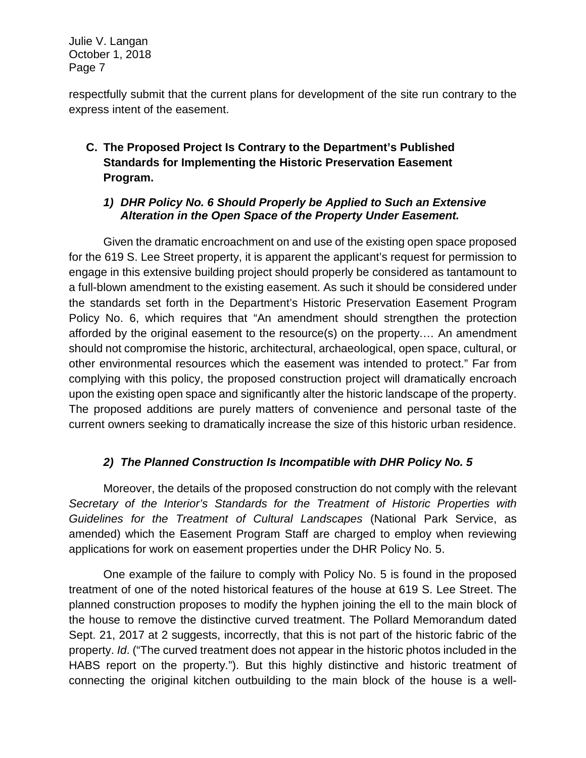respectfully submit that the current plans for development of the site run contrary to the express intent of the easement.

### C. The Proposed Project Is Contrary to the Department's Published Standards for Implementing the Historic Preservation Easement Program.

#### *1) DHR Policy No. 6 Should Properly be Applied to Such an Extensive Alteration in the Open Space of the Property Under Easement.*

Given the dramatic encroachment on and use of the existing open space proposed for the 619 S. Lee Street property, it is apparent the applicant's request for permission to engage in this extensive building project should properly be considered as tantamount to a full-blown amendment to the existing easement. As such it should be considered under the standards set forth in the Department's Historic Preservation Easement Program Policy No. 6, which requires that "An amendment should strengthen the protection afforded by the original easement to the resource(s) on the property…. An amendment should not compromise the historic, architectural, archaeological, open space, cultural, or other environmental resources which the easement was intended to protect." Far from complying with this policy, the proposed construction project will dramatically encroach upon the existing open space and significantly alter the historic landscape of the property. The proposed additions are purely matters of convenience and personal taste of the current owners seeking to dramatically increase the size of this historic urban residence.

#### *2) The Planned Construction Is Incompatible with DHR Policy No. 5*

Moreover, the details of the proposed construction do not comply with the relevant *Secretary of the Interior's Standards for the Treatment of Historic Properties with Guidelines for the Treatment of Cultural Landscapes* (National Park Service, as amended) which the Easement Program Staff are charged to employ when reviewing applications for work on easement properties under the DHR Policy No. 5.

One example of the failure to comply with Policy No. 5 is found in the proposed treatment of one of the noted historical features of the house at 619 S. Lee Street. The planned construction proposes to modify the hyphen joining the ell to the main block of the house to remove the distinctive curved treatment. The Pollard Memorandum dated Sept. 21, 2017 at 2 suggests, incorrectly, that this is not part of the historic fabric of the property. *Id*. ("The curved treatment does not appear in the historic photos included in the HABS report on the property."). But this highly distinctive and historic treatment of connecting the original kitchen outbuilding to the main block of the house is a well-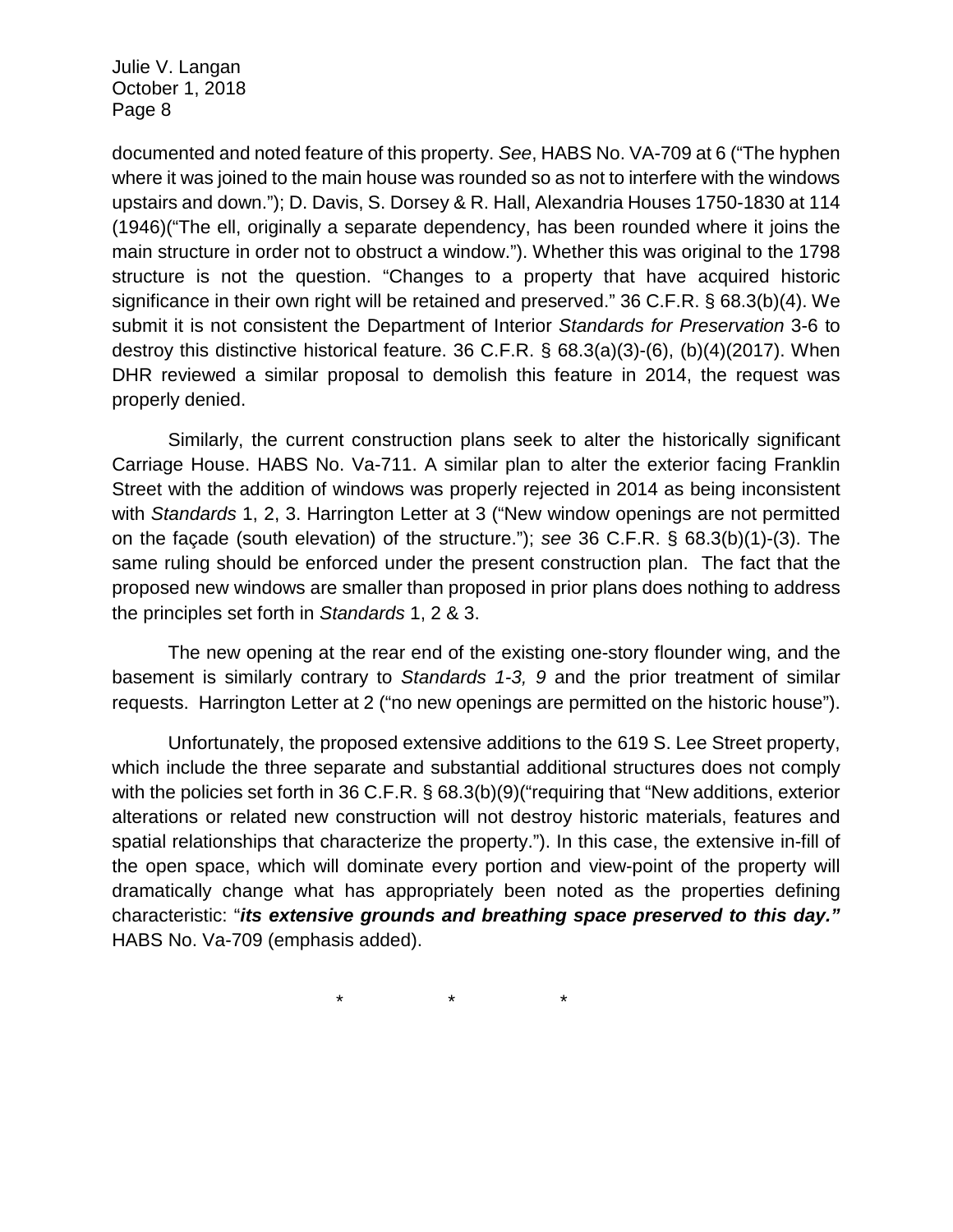documented and noted feature of this property. *See*, HABS No. VA-709 at 6 ("The hyphen where it was joined to the main house was rounded so as not to interfere with the windows upstairs and down."); D. Davis, S. Dorsey & R. Hall, Alexandria Houses 1750-1830 at 114 (1946)("The ell, originally a separate dependency, has been rounded where it joins the main structure in order not to obstruct a window."). Whether this was original to the 1798 structure is not the question. "Changes to a property that have acquired historic significance in their own right will be retained and preserved." 36 C.F.R. § 68.3(b)(4). We submit it is not consistent the Department of Interior *Standards for Preservation* 3-6 to destroy this distinctive historical feature. 36 C.F.R. § 68.3(a)(3)-(6), (b)(4)(2017). When DHR reviewed a similar proposal to demolish this feature in 2014, the request was properly denied.

Similarly, the current construction plans seek to alter the historically significant Carriage House. HABS No. Va-711. A similar plan to alter the exterior facing Franklin Street with the addition of windows was properly rejected in 2014 as being inconsistent with *Standards* 1, 2, 3. Harrington Letter at 3 ("New window openings are not permitted on the façade (south elevation) of the structure."); *see* 36 C.F.R. § 68.3(b)(1)-(3). The same ruling should be enforced under the present construction plan. The fact that the proposed new windows are smaller than proposed in prior plans does nothing to address the principles set forth in *Standards* 1, 2 & 3.

The new opening at the rear end of the existing one-story flounder wing, and the basement is similarly contrary to *Standards 1-3, 9* and the prior treatment of similar requests. Harrington Letter at 2 ("no new openings are permitted on the historic house").

Unfortunately, the proposed extensive additions to the 619 S. Lee Street property, which include the three separate and substantial additional structures does not comply with the policies set forth in 36 C.F.R. § 68.3(b)(9)("requiring that "New additions, exterior alterations or related new construction will not destroy historic materials, features and spatial relationships that characterize the property."). In this case, the extensive in-fill of the open space, which will dominate every portion and view-point of the property will dramatically change what has appropriately been noted as the properties defining characteristic: "***its extensive grounds and breathing space preserved to this day."*** HABS No. Va-709 (emphasis added).

\* \* \*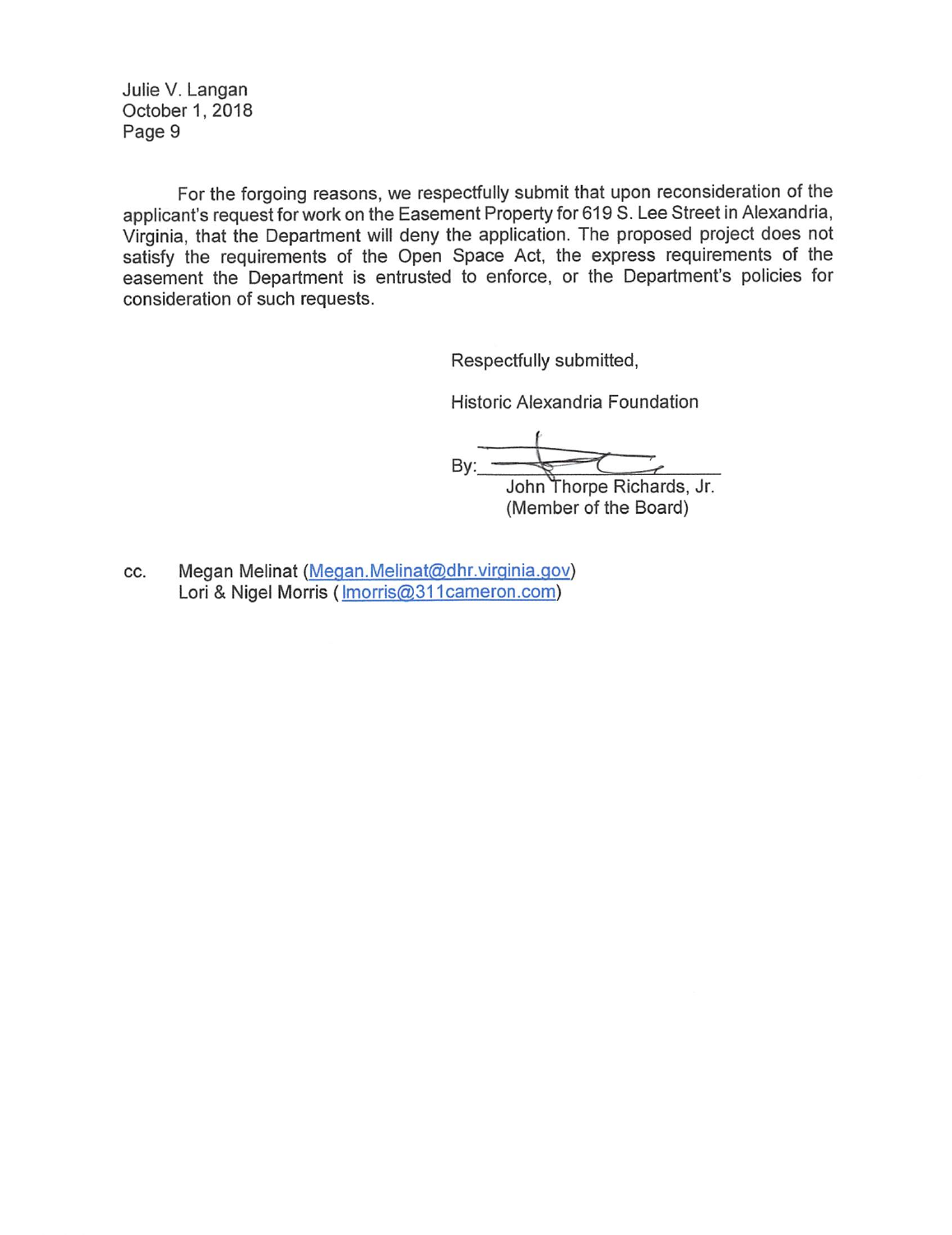Julie V. Langan
October 1, 2018
Page 9

For the forgoing reasons, we respectfully submit that upon reconsideration of the applicant's request for work on the Easement Property for 619 S. Lee Street in Alexandria, Virginia, that the Department will deny the application. The proposed project does not satisfy the requirements of the Open Space Act, the express requirements of the easement the Department is entrusted to enforce, or the Department's policies for consideration of such requests.

Respectfully submitted,

Historic Alexandria Foundation

By:\_\_\_\_\_\_\_\_\_\_\_\_\_\_\_\_\_\_\_\_\_\_\_\_
John Thorpe Richards, Jr.
(Member of the Board)

cc. Megan Melinat (Megan.Melinat@dhr.virginia.gov)
Lori & Nigel Morris ( lmorris@311cameron.com)